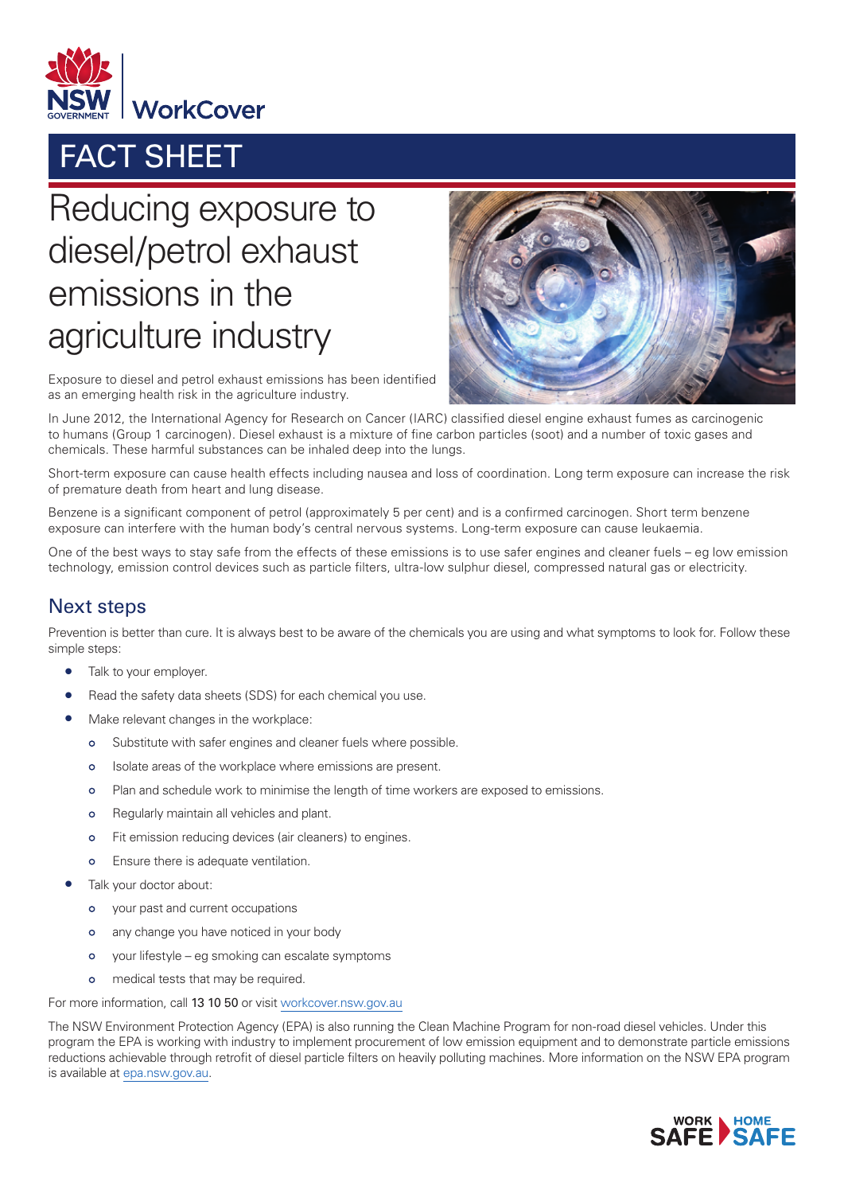NSW GOVERNMENT | WorkCover

# FACT SHEET

## Reducing exposure to diesel/petrol exhaust emissions in the agriculture industry

Exposure to diesel and petrol exhaust emissions has been identified as an emerging health risk in the agriculture industry.

In June 2012, the International Agency for Research on Cancer (IARC) classified diesel engine exhaust fumes as carcinogenic to humans (Group 1 carcinogen). Diesel exhaust is a mixture of fine carbon particles (soot) and a number of toxic gases and chemicals. These harmful substances can be inhaled deep into the lungs.

Short-term exposure can cause health effects including nausea and loss of coordination. Long term exposure can increase the risk of premature death from heart and lung disease.

Benzene is a significant component of petrol (approximately 5 per cent) and is a confirmed carcinogen. Short term benzene exposure can interfere with the human body's central nervous systems. Long-term exposure can cause leukaemia.

One of the best ways to stay safe from the effects of these emissions is to use safer engines and cleaner fuels – eg low emission technology, emission control devices such as particle filters, ultra-low sulphur diesel, compressed natural gas or electricity.

## Next steps

Prevention is better than cure. It is always best to be aware of the chemicals you are using and what symptoms to look for. Follow these simple steps:

- Talk to your employer.
- Read the safety data sheets (SDS) for each chemical you use.
- Make relevant changes in the workplace:
  - Substitute with safer engines and cleaner fuels where possible.
  - Isolate areas of the workplace where emissions are present.
  - Plan and schedule work to minimise the length of time workers are exposed to emissions.
  - Regularly maintain all vehicles and plant.
  - Fit emission reducing devices (air cleaners) to engines.
  - Ensure there is adequate ventilation.
- Talk your doctor about:
  - your past and current occupations
  - any change you have noticed in your body
  - your lifestyle – eg smoking can escalate symptoms
  - medical tests that may be required.

For more information, call **13 10 50** or visit workcover.nsw.gov.au

The NSW Environment Protection Agency (EPA) is also running the Clean Machine Program for non-road diesel vehicles. Under this program the EPA is working with industry to implement procurement of low emission equipment and to demonstrate particle emissions reductions achievable through retrofit of diesel particle filters on heavily polluting machines. More information on the NSW EPA program is available at epa.nsw.gov.au.

WORK SAFE HOME SAFE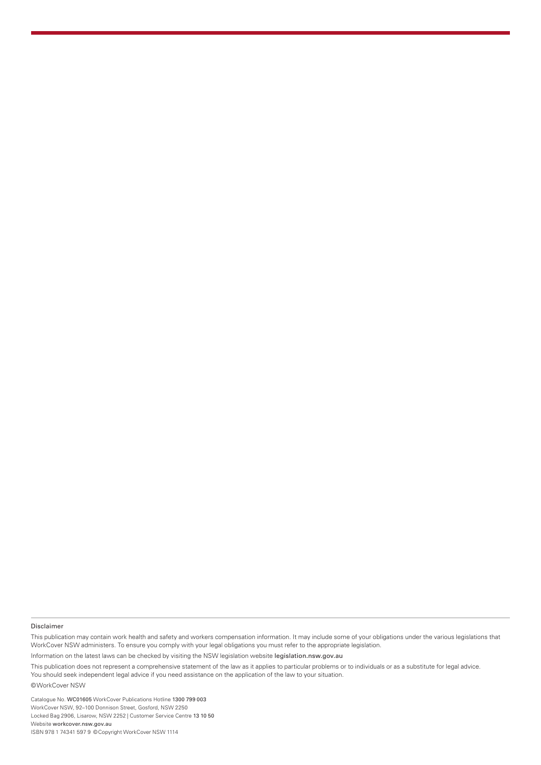Disclaimer

This publication may contain work health and safety and workers compensation information. It may include some of your obligations under the various legislations that WorkCover NSW administers. To ensure you comply with your legal obligations you must refer to the appropriate legislation.

Information on the latest laws can be checked by visiting the NSW legislation website legislation.nsw.gov.au

This publication does not represent a comprehensive statement of the law as it applies to particular problems or to individuals or as a substitute for legal advice. You should seek independent legal advice if you need assistance on the application of the law to your situation.

©WorkCover NSW

Catalogue No. WC01605 WorkCover Publications Hotline 1300 799 003
WorkCover NSW, 92–100 Donnison Street, Gosford, NSW 2250
Locked Bag 2906, Lisarow, NSW 2252 | Customer Service Centre 13 10 50
Website workcover.nsw.gov.au
ISBN 978 1 74341 597 9 ©Copyright WorkCover NSW 1114